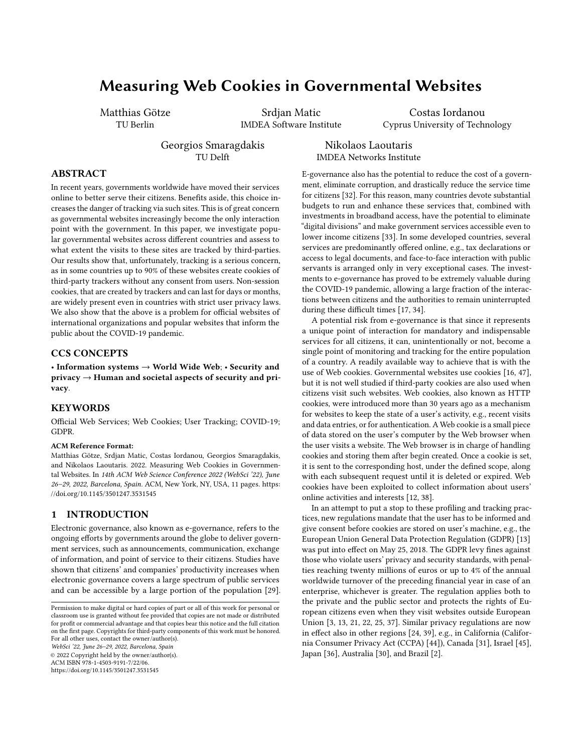# Measuring Web Cookies in Governmental Websites

Matthias Götze
TU Berlin

Srdjan Matic
IMDEA Software Institute

Costas Iordanou
Cyprus University of Technology

Georgios Smaragdakis
TU Delft

Nikolaos Laoutaris
IMDEA Networks Institute

## ABSTRACT

In recent years, governments worldwide have moved their services online to better serve their citizens. Benefits aside, this choice increases the danger of tracking via such sites. This is of great concern as governmental websites increasingly become the only interaction point with the government. In this paper, we investigate popular governmental websites across different countries and assess to what extent the visits to these sites are tracked by third-parties. Our results show that, unfortunately, tracking is a serious concern, as in some countries up to 90% of these websites create cookies of third-party trackers without any consent from users. Non-session cookies, that are created by trackers and can last for days or months, are widely present even in countries with strict user privacy laws. We also show that the above is a problem for official websites of international organizations and popular websites that inform the public about the COVID-19 pandemic.

## CCS CONCEPTS

• **Information systems → World Wide Web**; • **Security and privacy → Human and societal aspects of security and privacy**.

## KEYWORDS

Official Web Services; Web Cookies; User Tracking; COVID-19; GDPR.

**ACM Reference Format:**
Matthias Götze, Srdjan Matic, Costas Iordanou, Georgios Smaragdakis, and Nikolaos Laoutaris. 2022. Measuring Web Cookies in Governmental Websites. In *14th ACM Web Science Conference 2022 (WebSci '22), June 26–29, 2022, Barcelona, Spain.* ACM, New York, NY, USA, 11 pages. https://doi.org/10.1145/3501247.3531545

Permission to make digital or hard copies of part or all of this work for personal or classroom use is granted without fee provided that copies are not made or distributed for profit or commercial advantage and that copies bear this notice and the full citation on the first page. Copyrights for third-party components of this work must be honored. For all other uses, contact the owner/author(s).
*WebSci '22, June 26–29, 2022, Barcelona, Spain*
© 2022 Copyright held by the owner/author(s).
ACM ISBN 978-1-4503-9191-7/22/06.
https://doi.org/10.1145/3501247.3531545

## 1 INTRODUCTION

Electronic governance, also known as e-governance, refers to the ongoing efforts by governments around the globe to deliver government services, such as announcements, communication, exchange of information, and point of service to their citizens. Studies have shown that citizens' and companies' productivity increases when electronic governance covers a large spectrum of public services and can be accessible by a large portion of the population [29]. E-governance also has the potential to reduce the cost of a government, eliminate corruption, and drastically reduce the service time for citizens [32]. For this reason, many countries devote substantial budgets to run and enhance these services that, combined with investments in broadband access, have the potential to eliminate "digital divisions" and make government services accessible even to lower income citizens [33]. In some developed countries, several services are predominantly offered online, e.g., tax declarations or access to legal documents, and face-to-face interaction with public servants is arranged only in very exceptional cases. The investments to e-governance has proved to be extremely valuable during the COVID-19 pandemic, allowing a large fraction of the interactions between citizens and the authorities to remain uninterrupted during these difficult times [17, 34].

A potential risk from e-governance is that since it represents a unique point of interaction for mandatory and indispensable services for all citizens, it can, unintentionally or not, become a single point of monitoring and tracking for the entire population of a country. A readily available way to achieve that is with the use of Web cookies. Governmental websites use cookies [16, 47], but it is not well studied if third-party cookies are also used when citizens visit such websites. Web cookies, also known as HTTP cookies, were introduced more than 30 years ago as a mechanism for websites to keep the state of a user's activity, e.g., recent visits and data entries, or for authentication. A Web cookie is a small piece of data stored on the user's computer by the Web browser when the user visits a website. The Web browser is in charge of handling cookies and storing them after begin created. Once a cookie is set, it is sent to the corresponding host, under the defined scope, along with each subsequent request until it is deleted or expired. Web cookies have been exploited to collect information about users' online activities and interests [12, 38].

In an attempt to put a stop to these profiling and tracking practices, new regulations mandate that the user has to be informed and give consent before cookies are stored on user's machine, e.g., the European Union General Data Protection Regulation (GDPR) [13] was put into effect on May 25, 2018. The GDPR levy fines against those who violate users' privacy and security standards, with penalties reaching twenty millions of euros or up to 4% of the annual worldwide turnover of the preceding financial year in case of an enterprise, whichever is greater. The regulation applies both to the private and the public sector and protects the rights of European citizens even when they visit websites outside European Union [3, 13, 21, 22, 25, 37]. Similar privacy regulations are now in effect also in other regions [24, 39], e.g., in California (California Consumer Privacy Act (CCPA) [44]), Canada [31], Israel [45], Japan [36], Australia [30], and Brazil [2].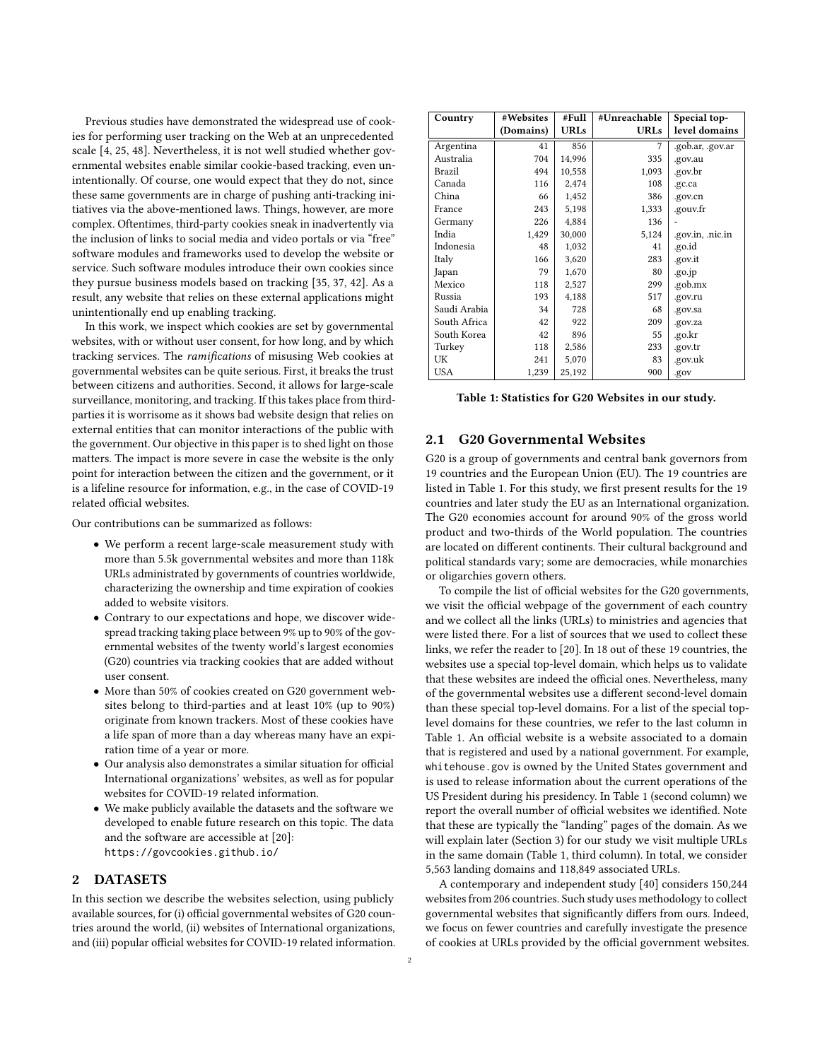Previous studies have demonstrated the widespread use of cookies for performing user tracking on the Web at an unprecedented scale [4, 25, 48]. Nevertheless, it is not well studied whether governmental websites enable similar cookie-based tracking, even unintentionally. Of course, one would expect that they do not, since these same governments are in charge of pushing anti-tracking initiatives via the above-mentioned laws. Things, however, are more complex. Oftentimes, third-party cookies sneak in inadvertently via the inclusion of links to social media and video portals or via "free" software modules and frameworks used to develop the website or service. Such software modules introduce their own cookies since they pursue business models based on tracking [35, 37, 42]. As a result, any website that relies on these external applications might unintentionally end up enabling tracking.

In this work, we inspect which cookies are set by governmental websites, with or without user consent, for how long, and by which tracking services. The *ramifications* of misusing Web cookies at governmental websites can be quite serious. First, it breaks the trust between citizens and authorities. Second, it allows for large-scale surveillance, monitoring, and tracking. If this takes place from third-parties it is worrisome as it shows bad website design that relies on external entities that can monitor interactions of the public with the government. Our objective in this paper is to shed light on those matters. The impact is more severe in case the website is the only point for interaction between the citizen and the government, or it is a lifeline resource for information, e.g., in the case of COVID-19 related official websites.

Our contributions can be summarized as follows:

- We perform a recent large-scale measurement study with more than 5.5k governmental websites and more than 118k URLs administrated by governments of countries worldwide, characterizing the ownership and time expiration of cookies added to website visitors.
- Contrary to our expectations and hope, we discover widespread tracking taking place between 9% up to 90% of the governmental websites of the twenty world's largest economies (G20) countries via tracking cookies that are added without user consent.
- More than 50% of cookies created on G20 government websites belong to third-parties and at least 10% (up to 90%) originate from known trackers. Most of these cookies have a life span of more than a day whereas many have an expiration time of a year or more.
- Our analysis also demonstrates a similar situation for official International organizations' websites, as well as for popular websites for COVID-19 related information.
- We make publicly available the datasets and the software we developed to enable future research on this topic. The data and the software are accessible at [20]: `https://govcookies.github.io/`

## 2 DATASETS

In this section we describe the websites selection, using publicly available sources, for (i) official governmental websites of G20 countries around the world, (ii) websites of International organizations, and (iii) popular official websites for COVID-19 related information.

| Country | #Websites (Domains) | #Full URLs | #Unreachable URLs | Special top-level domains |
|---|---|---|---|---|
| Argentina | 41 | 856 | 7 | .gob.ar, .gov.ar |
| Australia | 704 | 14,996 | 335 | .gov.au |
| Brazil | 494 | 10,558 | 1,093 | .gov.br |
| Canada | 116 | 2,474 | 108 | .gc.ca |
| China | 66 | 1,452 | 386 | .gov.cn |
| France | 243 | 5,198 | 1,333 | .gouv.fr |
| Germany | 226 | 4,884 | 136 | - |
| India | 1,429 | 30,000 | 5,124 | .gov.in, .nic.in |
| Indonesia | 48 | 1,032 | 41 | .go.id |
| Italy | 166 | 3,620 | 283 | .gov.it |
| Japan | 79 | 1,670 | 80 | .go.jp |
| Mexico | 118 | 2,527 | 299 | .gob.mx |
| Russia | 193 | 4,188 | 517 | .gov.ru |
| Saudi Arabia | 34 | 728 | 68 | .gov.sa |
| South Africa | 42 | 922 | 209 | .gov.za |
| South Korea | 42 | 896 | 55 | .go.kr |
| Turkey | 118 | 2,586 | 233 | .gov.tr |
| UK | 241 | 5,070 | 83 | .gov.uk |
| USA | 1,239 | 25,192 | 900 | .gov |

**Table 1: Statistics for G20 Websites in our study.**

### 2.1 G20 Governmental Websites

G20 is a group of governments and central bank governors from 19 countries and the European Union (EU). The 19 countries are listed in Table 1. For this study, we first present results for the 19 countries and later study the EU as an International organization. The G20 economies account for around 90% of the gross world product and two-thirds of the World population. The countries are located on different continents. Their cultural background and political standards vary; some are democracies, while monarchies or oligarchies govern others.

To compile the list of official websites for the G20 governments, we visit the official webpage of the government of each country and we collect all the links (URLs) to ministries and agencies that were listed there. For a list of sources that we used to collect these links, we refer the reader to [20]. In 18 out of these 19 countries, the websites use a special top-level domain, which helps us to validate that these websites are indeed the official ones. Nevertheless, many of the governmental websites use a different second-level domain than these special top-level domains. For a list of the special top-level domains for these countries, we refer to the last column in Table 1. An official website is a website associated to a domain that is registered and used by a national government. For example, `whitehouse.gov` is owned by the United States government and is used to release information about the current operations of the US President during his presidency. In Table 1 (second column) we report the overall number of official websites we identified. Note that these are typically the "landing" pages of the domain. As we will explain later (Section 3) for our study we visit multiple URLs in the same domain (Table 1, third column). In total, we consider 5,563 landing domains and 118,849 associated URLs.

A contemporary and independent study [40] considers 150,244 websites from 206 countries. Such study uses methodology to collect governmental websites that significantly differs from ours. Indeed, we focus on fewer countries and carefully investigate the presence of cookies at URLs provided by the official government websites.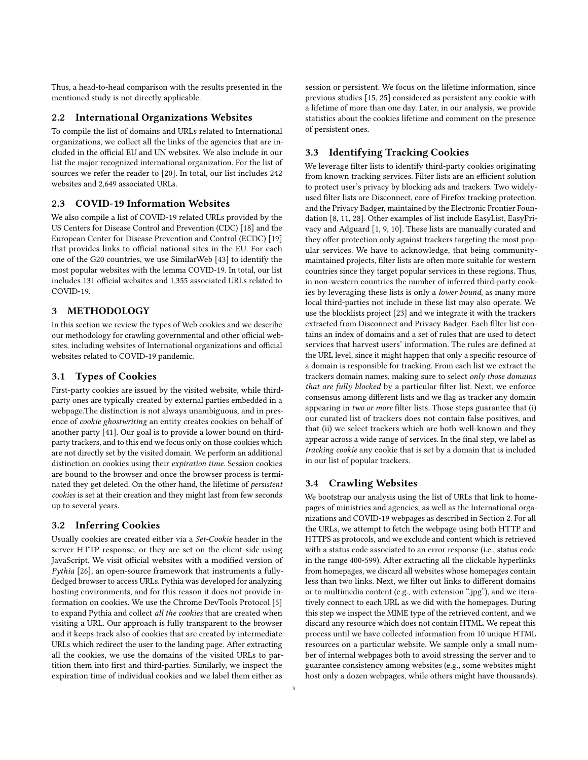Thus, a head-to-head comparison with the results presented in the mentioned study is not directly applicable.

### 2.2 International Organizations Websites

To compile the list of domains and URLs related to International organizations, we collect all the links of the agencies that are included in the official EU and UN websites. We also include in our list the major recognized international organization. For the list of sources we refer the reader to [20]. In total, our list includes 242 websites and 2,649 associated URLs.

### 2.3 COVID-19 Information Websites

We also compile a list of COVID-19 related URLs provided by the US Centers for Disease Control and Prevention (CDC) [18] and the European Center for Disease Prevention and Control (ECDC) [19] that provides links to official national sites in the EU. For each one of the G20 countries, we use SimilarWeb [43] to identify the most popular websites with the lemma COVID-19. In total, our list includes 131 official websites and 1,355 associated URLs related to COVID-19.

## 3 METHODOLOGY

In this section we review the types of Web cookies and we describe our methodology for crawling governmental and other official websites, including websites of International organizations and official websites related to COVID-19 pandemic.

### 3.1 Types of Cookies

First-party cookies are issued by the visited website, while third-party ones are typically created by external parties embedded in a webpage.The distinction is not always unambiguous, and in presence of *cookie ghostwriting* an entity creates cookies on behalf of another party [41]. Our goal is to provide a lower bound on third-party trackers, and to this end we focus only on those cookies which are not directly set by the visited domain. We perform an additional distinction on cookies using their *expiration time*. Session cookies are bound to the browser and once the browser process is terminated they get deleted. On the other hand, the lifetime of *persistent cookies* is set at their creation and they might last from few seconds up to several years.

### 3.2 Inferring Cookies

Usually cookies are created either via a *Set-Cookie* header in the server HTTP response, or they are set on the client side using JavaScript. We visit official websites with a modified version of *Pythia* [26], an open-source framework that instruments a fully-fledged browser to access URLs. Pythia was developed for analyzing hosting environments, and for this reason it does not provide information on cookies. We use the Chrome DevTools Protocol [5] to expand Pythia and collect *all the cookies* that are created when visiting a URL. Our approach is fully transparent to the browser and it keeps track also of cookies that are created by intermediate URLs which redirect the user to the landing page. After extracting all the cookies, we use the domains of the visited URLs to partition them into first and third-parties. Similarly, we inspect the expiration time of individual cookies and we label them either as session or persistent. We focus on the lifetime information, since previous studies [15, 25] considered as persistent any cookie with a lifetime of more than one day. Later, in our analysis, we provide statistics about the cookies lifetime and comment on the presence of persistent ones.

### 3.3 Identifying Tracking Cookies

We leverage filter lists to identify third-party cookies originating from known tracking services. Filter lists are an efficient solution to protect user's privacy by blocking ads and trackers. Two widely-used filter lists are Disconnect, core of Firefox tracking protection, and the Privacy Badger, maintained by the Electronic Frontier Foundation [8, 11, 28]. Other examples of list include EasyList, EasyPrivacy and Adguard [1, 9, 10]. These lists are manually curated and they offer protection only against trackers targeting the most popular services. We have to acknowledge, that being community-maintained projects, filter lists are often more suitable for western countries since they target popular services in these regions. Thus, in non-western countries the number of inferred third-party cookies by leveraging these lists is only a *lower bound*, as many more local third-parties not include in these list may also operate. We use the blocklists project [23] and we integrate it with the trackers extracted from Disconnect and Privacy Badger. Each filter list contains an index of domains and a set of rules that are used to detect services that harvest users' information. The rules are defined at the URL level, since it might happen that only a specific resource of a domain is responsible for tracking. From each list we extract the trackers domain names, making sure to select *only those domains that are fully blocked* by a particular filter list. Next, we enforce consensus among different lists and we flag as tracker any domain appearing in *two or more* filter lists. Those steps guarantee that (i) our curated list of trackers does not contain false positives, and that (ii) we select trackers which are both well-known and they appear across a wide range of services. In the final step, we label as *tracking cookie* any cookie that is set by a domain that is included in our list of popular trackers.

### 3.4 Crawling Websites

We bootstrap our analysis using the list of URLs that link to homepages of ministries and agencies, as well as the International organizations and COVID-19 webpages as described in Section 2. For all the URLs, we attempt to fetch the webpage using both HTTP and HTTPS as protocols, and we exclude and content which is retrieved with a status code associated to an error response (i.e., status code in the range 400-599). After extracting all the clickable hyperlinks from homepages, we discard all websites whose homepages contain less than two links. Next, we filter out links to different domains or to multimedia content (e.g., with extension ".jpg"), and we iteratively connect to each URL as we did with the homepages. During this step we inspect the MIME type of the retrieved content, and we discard any resource which does not contain HTML. We repeat this process until we have collected information from 10 unique HTML resources on a particular website. We sample only a small number of internal webpages both to avoid stressing the server and to guarantee consistency among websites (e.g., some websites might host only a dozen webpages, while others might have thousands).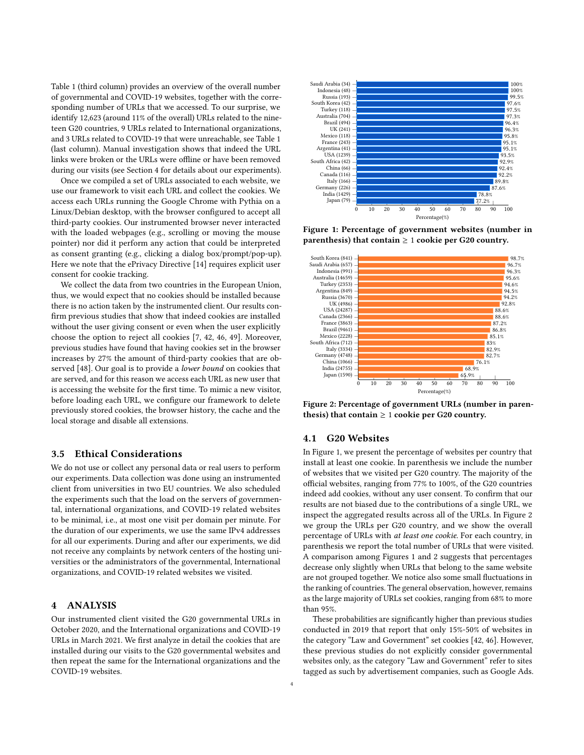Table 1 (third column) provides an overview of the overall number of governmental and COVID-19 websites, together with the corresponding number of URLs that we accessed. To our surprise, we identify 12,623 (around 11% of the overall) URLs related to the nineteen G20 countries, 9 URLs related to International organizations, and 3 URLs related to COVID-19 that were unreachable, see Table 1 (last column). Manual investigation shows that indeed the URL links were broken or the URLs were offline or have been removed during our visits (see Section 4 for details about our experiments).

Once we compiled a set of URLs associated to each website, we use our framework to visit each URL and collect the cookies. We access each URLs running the Google Chrome with Pythia on a Linux/Debian desktop, with the browser configured to accept all third-party cookies. Our instrumented browser never interacted with the loaded webpages (e.g., scrolling or moving the mouse pointer) nor did it perform any action that could be interpreted as consent granting (e.g., clicking a dialog box/prompt/pop-up). Here we note that the ePrivacy Directive [14] requires explicit user consent for cookie tracking.

We collect the data from two countries in the European Union, thus, we would expect that no cookies should be installed because there is no action taken by the instrumented client. Our results confirm previous studies that show that indeed cookies are installed without the user giving consent or even when the user explicitly choose the option to reject all cookies [7, 42, 46, 49]. Moreover, previous studies have found that having cookies set in the browser increases by 27% the amount of third-party cookies that are observed [48]. Our goal is to provide a *lower bound* on cookies that are served, and for this reason we access each URL as new user that is accessing the website for the first time. To mimic a new visitor, before loading each URL, we configure our framework to delete previously stored cookies, the browser history, the cache and the local storage and disable all extensions.

## 3.5 Ethical Considerations

We do not use or collect any personal data or real users to perform our experiments. Data collection was done using an instrumented client from universities in two EU countries. We also scheduled the experiments such that the load on the servers of governmental, international organizations, and COVID-19 related websites to be minimal, i.e., at most one visit per domain per minute. For the duration of our experiments, we use the same IPv4 addresses for all our experiments. During and after our experiments, we did not receive any complaints by network centers of the hosting universities or the administrators of the governmental, International organizations, and COVID-19 related websites we visited.

# 4 ANALYSIS

Our instrumented client visited the G20 governmental URLs in October 2020, and the International organizations and COVID-19 URLs in March 2021. We first analyze in detail the cookies that are installed during our visits to the G20 governmental websites and then repeat the same for the International organizations and the COVID-19 websites.

| Country (websites) | Percentage (%) |
|---|---|
| Saudi Arabia (34) | 100% |
| Indonesia (48) | 100% |
| Russia (193) | 99.5% |
| South Korea (42) | 97.6% |
| Turkey (118) | 97.5% |
| Australia (704) | 97.3% |
| Brazil (494) | 96.4% |
| UK (241) | 96.3% |
| Mexico (118) | 95.8% |
| France (243) | 95.1% |
| Argentina (41) | 95.1% |
| USA (1239) | 93.5% |
| South Africa (42) | 92.9% |
| China (66) | 92.4% |
| Canada (116) | 92.2% |
| Italy (166) | 89.8% |
| Germany (226) | 87.6% |
| India (1429) | 78.8% |
| Japan (79) | 77.2% |

**Figure 1: Percentage of government websites (number in parenthesis) that contain ≥ 1 cookie per G20 country.**

| Country (URLs) | Percentage (%) |
|---|---|
| South Korea (841) | 98.7% |
| Saudi Arabia (657) | 96.7% |
| Indonesia (991) | 96.3% |
| Australia (14659) | 95.6% |
| Turkey (2353) | 94.6% |
| Argentina (849) | 94.5% |
| Russia (3670) | 94.2% |
| UK (4986) | 92.8% |
| USA (24287) | 88.6% |
| Canada (2366) | 88.6% |
| France (3863) | 87.2% |
| Brazil (9461) | 86.8% |
| Mexico (2228) | 85.1% |
| South Africa (712) | 83% |
| Italy (3334) | 82.9% |
| Germany (4748) | 82.7% |
| China (1066) | 76.1% |
| India (24755) | 68.9% |
| Japan (1590) | 65.9% |

**Figure 2: Percentage of government URLs (number in parenthesis) that contain ≥ 1 cookie per G20 country.**

## 4.1 G20 Websites

In Figure 1, we present the percentage of websites per country that install at least one cookie. In parenthesis we include the number of websites that we visited per G20 country. The majority of the official websites, ranging from 77% to 100%, of the G20 countries indeed add cookies, without any user consent. To confirm that our results are not biased due to the contributions of a single URL, we inspect the aggregated results across all of the URLs. In Figure 2 we group the URLs per G20 country, and we show the overall percentage of URLs with *at least one cookie*. For each country, in parenthesis we report the total number of URLs that were visited. A comparison among Figures 1 and 2 suggests that percentages decrease only slightly when URLs that belong to the same website are not grouped together. We notice also some small fluctuations in the ranking of countries. The general observation, however, remains as the large majority of URLs set cookies, ranging from 68% to more than 95%.

These probabilities are significantly higher than previous studies conducted in 2019 that report that only 15%-50% of websites in the category "Law and Government" set cookies [42, 46]. However, these previous studies do not explicitly consider governmental websites only, as the category "Law and Government" refer to sites tagged as such by advertisement companies, such as Google Ads.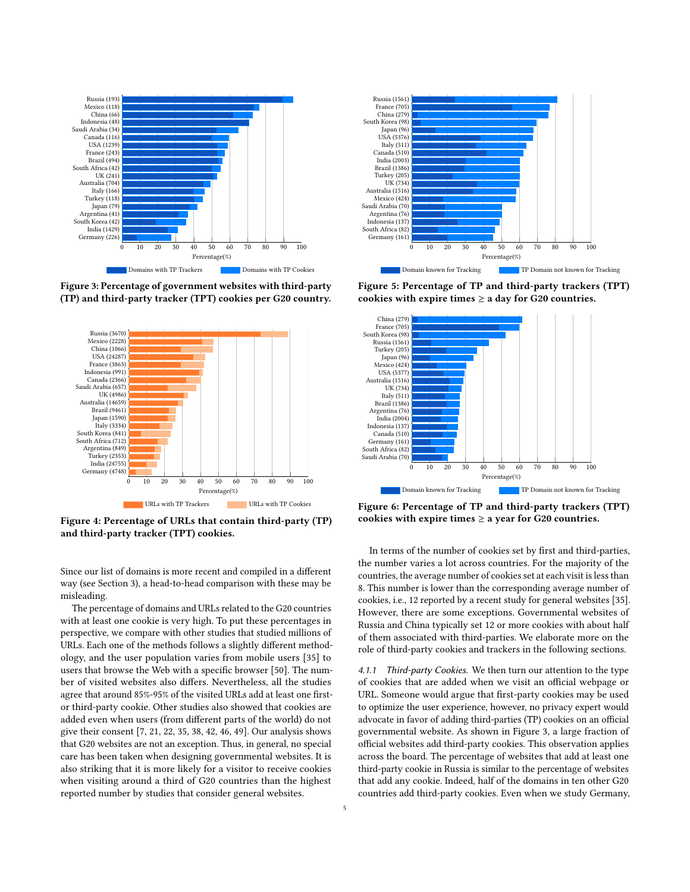Figure 3: Percentage of government websites with third-party (TP) and third-party tracker (TPT) cookies per G20 country.

Figure 4: Percentage of URLs that contain third-party (TP) and third-party tracker (TPT) cookies.

Since our list of domains is more recent and compiled in a different way (see Section 3), a head-to-head comparison with these may be misleading.

The percentage of domains and URLs related to the G20 countries with at least one cookie is very high. To put these percentages in perspective, we compare with other studies that studied millions of URLs. Each one of the methods follows a slightly different methodology, and the user population varies from mobile users [35] to users that browse the Web with a specific browser [50]. The number of visited websites also differs. Nevertheless, all the studies agree that around 85%-95% of the visited URLs add at least one first- or third-party cookie. Other studies also showed that cookies are added even when users (from different parts of the world) do not give their consent [7, 21, 22, 35, 38, 42, 46, 49]. Our analysis shows that G20 websites are not an exception. Thus, in general, no special care has been taken when designing governmental websites. It is also striking that it is more likely for a visitor to receive cookies when visiting around a third of G20 countries than the highest reported number by studies that consider general websites.

Figure 5: Percentage of TP and third-party trackers (TPT) cookies with expire times ≥ a day for G20 countries.

Figure 6: Percentage of TP and third-party trackers (TPT) cookies with expire times ≥ a year for G20 countries.

In terms of the number of cookies set by first and third-parties, the number varies a lot across countries. For the majority of the countries, the average number of cookies set at each visit is less than 8. This number is lower than the corresponding average number of cookies, i.e., 12 reported by a recent study for general websites [35]. However, there are some exceptions. Governmental websites of Russia and China typically set 12 or more cookies with about half of them associated with third-parties. We elaborate more on the role of third-party cookies and trackers in the following sections.

*4.1.1 Third-party Cookies.* We then turn our attention to the type of cookies that are added when we visit an official webpage or URL. Someone would argue that first-party cookies may be used to optimize the user experience, however, no privacy expert would advocate in favor of adding third-parties (TP) cookies on an official governmental website. As shown in Figure 3, a large fraction of official websites add third-party cookies. This observation applies across the board. The percentage of websites that add at least one third-party cookie in Russia is similar to the percentage of websites that add any cookie. Indeed, half of the domains in ten other G20 countries add third-party cookies. Even when we study Germany,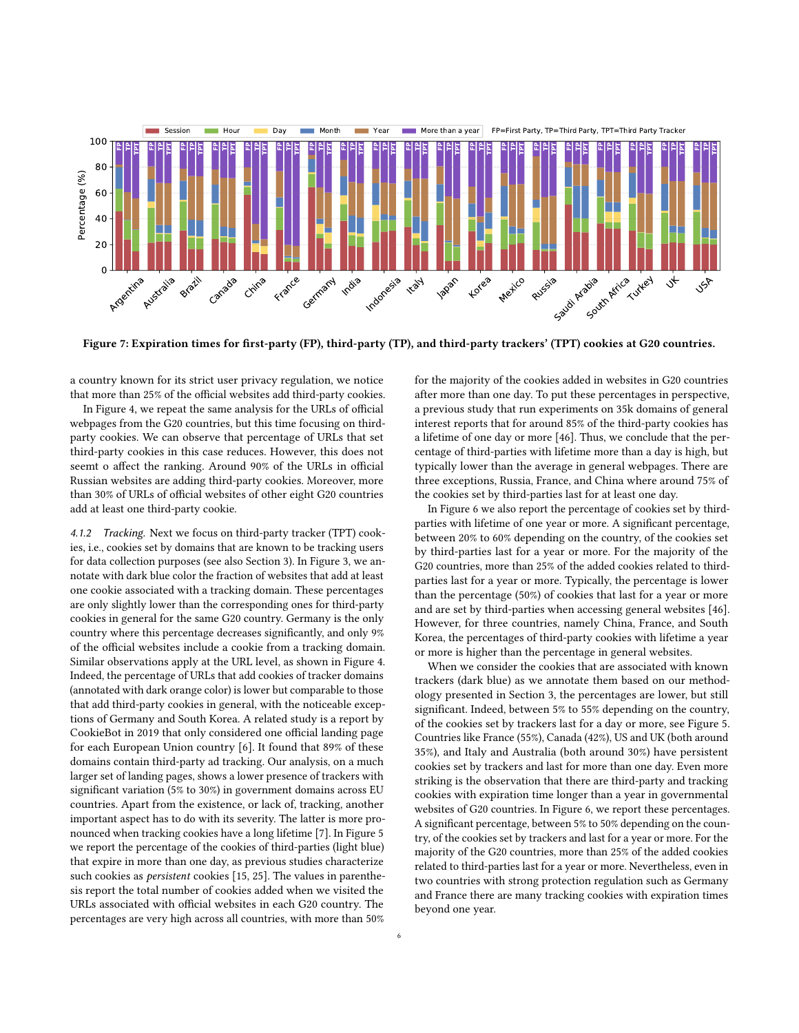Figure 7: Expiration times for first-party (FP), third-party (TP), and third-party trackers' (TPT) cookies at G20 countries.

a country known for its strict user privacy regulation, we notice that more than 25% of the official websites add third-party cookies.

In Figure 4, we repeat the same analysis for the URLs of official webpages from the G20 countries, but this time focusing on third-party cookies. We can observe that percentage of URLs that set third-party cookies in this case reduces. However, this does not seemt o affect the ranking. Around 90% of the URLs in official Russian websites are adding third-party cookies. Moreover, more than 30% of URLs of official websites of other eight G20 countries add at least one third-party cookie.

*4.1.2 Tracking.* Next we focus on third-party tracker (TPT) cookies, i.e., cookies set by domains that are known to be tracking users for data collection purposes (see also Section 3). In Figure 3, we annotate with dark blue color the fraction of websites that add at least one cookie associated with a tracking domain. These percentages are only slightly lower than the corresponding ones for third-party cookies in general for the same G20 country. Germany is the only country where this percentage decreases significantly, and only 9% of the official websites include a cookie from a tracking domain. Similar observations apply at the URL level, as shown in Figure 4. Indeed, the percentage of URLs that add cookies of tracker domains (annotated with dark orange color) is lower but comparable to those that add third-party cookies in general, with the noticeable exceptions of Germany and South Korea. A related study is a report by CookieBot in 2019 that only considered one official landing page for each European Union country [6]. It found that 89% of these domains contain third-party ad tracking. Our analysis, on a much larger set of landing pages, shows a lower presence of trackers with significant variation (5% to 30%) in government domains across EU countries. Apart from the existence, or lack of, tracking, another important aspect has to do with its severity. The latter is more pronounced when tracking cookies have a long lifetime [7]. In Figure 5 we report the percentage of the cookies of third-parties (light blue) that expire in more than one day, as previous studies characterize such cookies as *persistent* cookies [15, 25]. The values in parenthesis report the total number of cookies added when we visited the URLs associated with official websites in each G20 country. The percentages are very high across all countries, with more than 50% for the majority of the cookies added in websites in G20 countries after more than one day. To put these percentages in perspective, a previous study that run experiments on 35k domains of general interest reports that for around 85% of the third-party cookies has a lifetime of one day or more [46]. Thus, we conclude that the percentage of third-parties with lifetime more than a day is high, but typically lower than the average in general webpages. There are three exceptions, Russia, France, and China where around 75% of the cookies set by third-parties last for at least one day.

In Figure 6 we also report the percentage of cookies set by third-parties with lifetime of one year or more. A significant percentage, between 20% to 60% depending on the country, of the cookies set by third-parties last for a year or more. For the majority of the G20 countries, more than 25% of the added cookies related to third-parties last for a year or more. Typically, the percentage is lower than the percentage (50%) of cookies that last for a year or more and are set by third-parties when accessing general websites [46]. However, for three countries, namely China, France, and South Korea, the percentages of third-party cookies with lifetime a year or more is higher than the percentage in general websites.

When we consider the cookies that are associated with known trackers (dark blue) as we annotate them based on our methodology presented in Section 3, the percentages are lower, but still significant. Indeed, between 5% to 55% depending on the country, of the cookies set by trackers last for a day or more, see Figure 5. Countries like France (55%), Canada (42%), US and UK (both around 35%), and Italy and Australia (both around 30%) have persistent cookies set by trackers and last for more than one day. Even more striking is the observation that there are third-party and tracking cookies with expiration time longer than a year in governmental websites of G20 countries. In Figure 6, we report these percentages. A significant percentage, between 5% to 50% depending on the country, of the cookies set by trackers and last for a year or more. For the majority of the G20 countries, more than 25% of the added cookies related to third-parties last for a year or more. Nevertheless, even in two countries with strong protection regulation such as Germany and France there are many tracking cookies with expiration times beyond one year.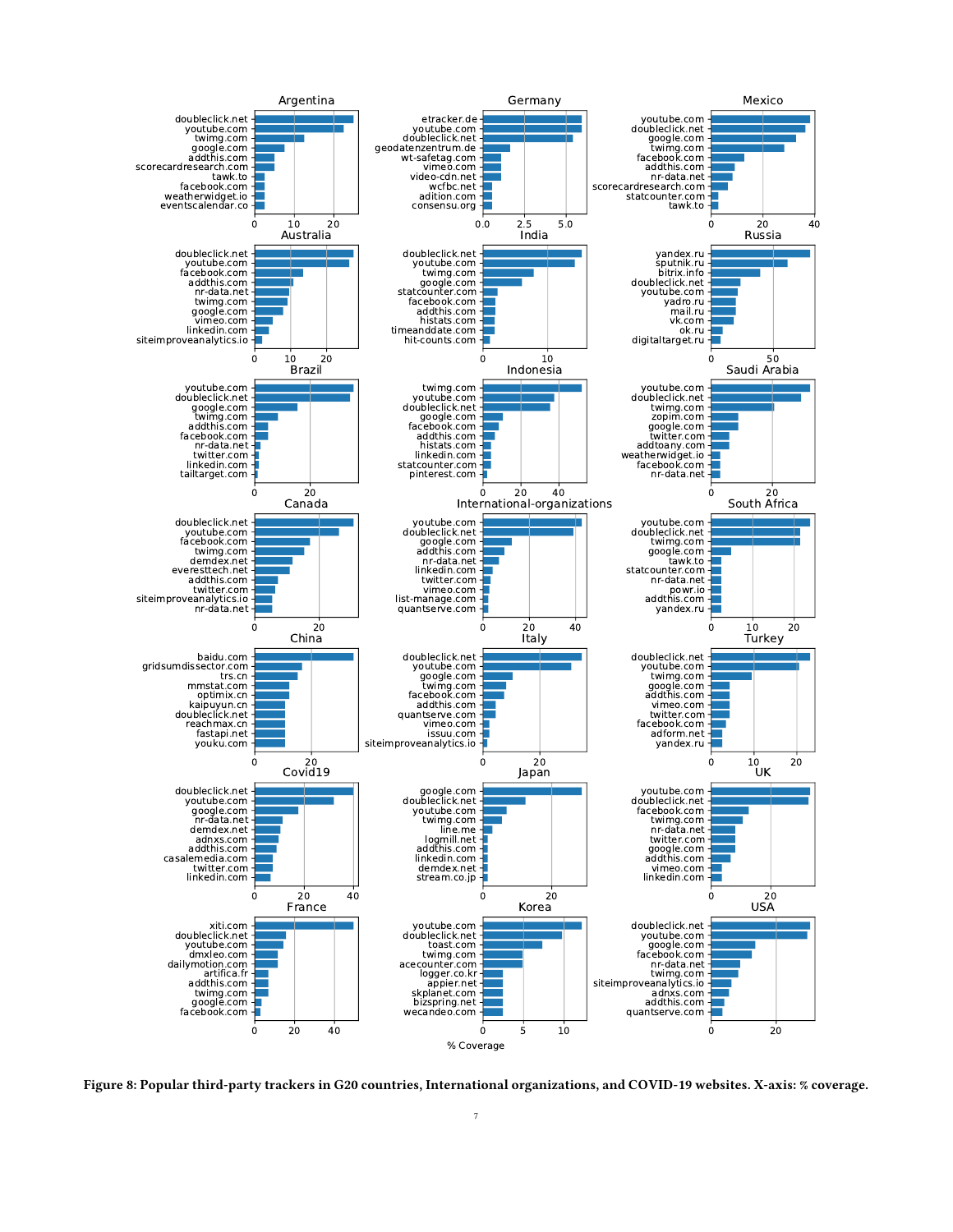**Figure 8: Popular third-party trackers in G20 countries, International organizations, and COVID-19 websites. X-axis: % coverage.**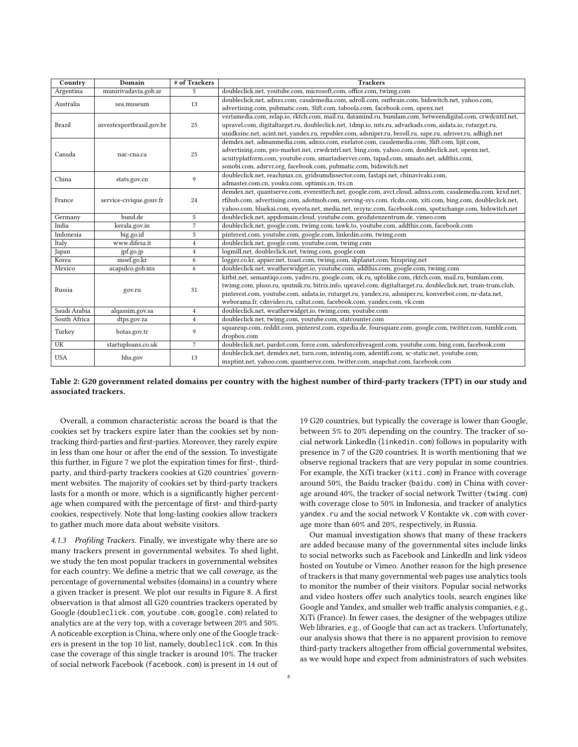| Country | Domain | # of Trackers | Trackers |
|---|---|---|---|
| Argentina | munirivadavia.gob.ar | 5 | doubleclick.net, youtube.com, microsoft.com, office.com, twimg.com |
| Australia | sea.museum | 13 | doubleclick.net, adnxs.com, casalemedia.com, adroll.com, outbrain.com, bidswitch.net, yahoo.com, advertising.com, pubmatic.com, 3lift.com, taboola.com, facebook.com, openx.net |
| Brazil | investexportbrasil.gov.br | 25 | vertamedia.com, relap.io, rktch.com, mail.ru, datamind.ru, bumlam.com, betweendigital.com, crwdcntrl.net, upravel.com, digitaltarget.ru, doubleclick.net, 1dmp.io, mts.ru, advarkads.com, aidata.io, rutarget.ru, uuidksinc.net, acint.net, yandex.ru, republer.com, adsniper.ru, beroll.ru, sape.ru, adriver.ru, adhigh.net |
| Canada | nac-cna.ca | 25 | demdex.net, admanmedia.com, adnxs.com, exelator.com, casalemedia.com, 3lift.com, lijit.com, advertising.com, pro-market.net, crwdcntrl.net, bing.com, yahoo.com, doubleclick.net, openx.net, acuityplatform.com, youtube.com, smartadserver.com, tapad.com, smaato.net, addthis.com, sonobi.com, adsrvr.org, facebook.com, pubmatic.com, bidswitch.net |
| China | stats.gov.cn | 9 | doubleclick.net, reachmax.cn, gridsumdissector.com, fastapi.net, chinavivaki.com, admaster.com.cn, youku.com, optimix.cn, trs.cn |
| France | service-civique.gouv.fr | 24 | demdex.net, quantserve.com, everesttech.net, google.com, avct.cloud, adnxs.com, casalemedia.com, krxd.net, rfihub.com, advertising.com, adotmob.com, serving-sys.com, rlcdn.com, xiti.com, bing.com, doubleclick.net, yahoo.com, bluekai.com, eyeota.net, media.net, rezync.com, facebook.com, spotxchange.com, bidswitch.net |
| Germany | bund.de | 5 | doubleclick.net, appdomain.cloud, youtube.com, geodatenzentrum.de, vimeo.com |
| India | kerala.gov.in | 7 | doubleclick.net, google.com, twimg.com, tawk.to, youtube.com, addthis.com, facebook.com |
| Indonesia | big.go.id | 5 | pinterest.com, youtube.com, google.com, linkedin.com, twimg.com |
| Italy | www.difesa.it | 4 | doubleclick.net, google.com, youtube.com, twimg.com |
| Japan | jpf.go.jp | 4 | logmill.net, doubleclick.net, twimg.com, google.com |
| Korea | moef.go.kr | 6 | logger.co.kr, appier.net, toast.com, twimg.com, skplanet.com, bizspring.net |
| Mexico | acapulco.gob.mx | 6 | doubleclick.net, youtube.com, addthis.com, google.com, twimg.com |
| Russia | gov.ru | 31 | kitbit.net, semantiqo.com, yadro.ru, google.com, ok.ru, uptolike.com, rktch.com, mail.ru, bumlam.com, twimg.com, pluso.ru, sputnik.ru, bitrix.info, upravel.com, digitaltarget.ru, doubleclick.net, trum-trum.club, pinterest.com, youtube.com, aidata.io, rutarget.ru, yandex.ru, adsniper.ru, konverbot.com, nr-data.net, weborama.fr, cdnvideo.ru, caltat.com, facebook.com, yandex.com, vk.com |
| Saudi Arabia | alqassim.gov.sa | 4 | doubleclick.net, weatherwidget.io, twimg.com, youtube.com |
| South Africa | dtps.gov.za | 4 | doubleclick.net, twimg.com, youtube.com, statcounter.com |
| Turkey | botas.gov.tr | 9 | squareup.com, reddit.com, pinterest.com, expedia.de, foursquare.com, google.com, twitter.com, tumblr.com, dropbox.com |
| UK | startuploans.co.uk | 7 | doubleclick.net, pardot.com, force.com, salesforceliveagent.com, youtube.com, bing.com, facebook.com |
| USA | hhs.gov | 13 | doubleclick.net, demdex.net, turn.com, intentiq.com, adentifi.com, sc-static.net, youtube.com, mxptint.net, yahoo.com, quantserve.com, twitter.com, snapchat.com, facebook.com |

**Table 2: G20 government related domains per country with the highest number of third-party trackers (TPT) in our study and associated trackers.**

Overall, a common characteristic across the board is that the cookies set by trackers expire later than the cookies set by non-tracking third-parties and first-parties. Moreover, they rarely expire in less than one hour or after the end of the session. To investigate this further, in Figure 7 we plot the expiration times for first-, third-party, and third-party trackers cookies at G20 countries' government websites. The majority of cookies set by third-party trackers lasts for a month or more, which is a significantly higher percentage when compared with the percentage of first- and third-party cookies, respectively. Note that long-lasting cookies allow trackers to gather much more data about website visitors.

#### 4.1.3 Profiling Trackers.

Finally, we investigate why there are so many trackers present in governmental websites. To shed light, we study the ten most popular trackers in governmental websites for each country. We define a metric that we call *coverage*, as the percentage of governmental websites (domains) in a country where a given tracker is present. We plot our results in Figure 8. A first observation is that almost all G20 countries trackers operated by Google (`doubleclick.com`, `youtube.com`, `google.com`) related to analytics are at the very top, with a coverage between 20% and 50%. A noticeable exception is China, where only one of the Google trackers is present in the top 10 list, namely, `doubleclick.com`. In this case the coverage of this single tracker is around 10%. The tracker of social network Facebook (`facebook.com`) is present in 14 out of 19 G20 countries, but typically the coverage is lower than Google, between 5% to 20% depending on the country. The tracker of social network LinkedIn (`linkedin.com`) follows in popularity with presence in 7 of the G20 countries. It is worth mentioning that we observe regional trackers that are very popular in some countries. For example, the XiTi tracker (`xiti.com`) in France with coverage around 50%, the Baidu tracker (`baidu.com`) in China with coverage around 40%, the tracker of social network Twitter (`twimg.com`) with coverage close to 50% in Indonesia, and tracker of analytics `yandex.ru` and the social network V Kontakte `vk.com` with coverage more than 60% and 20%, respectively, in Russia.

Our manual investigation shows that many of these trackers are added because many of the governmental sites include links to social networks such as Facebook and LinkedIn and link videos hosted on Youtube or Vimeo. Another reason for the high presence of trackers is that many governmental web pages use analytics tools to monitor the number of their visitors. Popular social networks and video hosters offer such analytics tools, search engines like Google and Yandex, and smaller web traffic analysis companies, e.g., XiTi (France). In fewer cases, the designer of the webpages utilize Web libraries, e.g., of Google that can act as trackers. Unfortunately, our analysis shows that there is no apparent provision to remove third-party trackers altogether from official governmental websites, as we would hope and expect from administrators of such websites.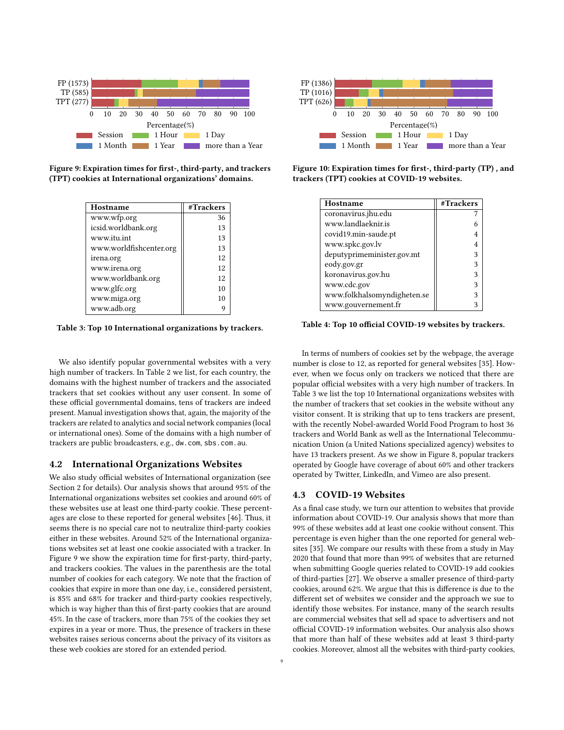Figure 9: Expiration times for first-, third-party, and trackers (TPT) cookies at International organizations' domains.

Figure 10: Expiration times for first-, third-party (TP) , and trackers (TPT) cookies at COVID-19 websites.

| Hostname | #Trackers |
|---|---|
| www.wfp.org | 36 |
| icsid.worldbank.org | 13 |
| www.itu.int | 13 |
| www.worldfishcenter.org | 13 |
| irena.org | 12 |
| www.irena.org | 12 |
| www.worldbank.org | 12 |
| www.glfc.org | 10 |
| www.miga.org | 10 |
| www.adb.org | 9 |

Table 3: Top 10 International organizations by trackers.

| Hostname | #Trackers |
|---|---|
| coronavirus.jhu.edu | 7 |
| www.landlaeknir.is | 6 |
| covid19.min-saude.pt | 4 |
| www.spkc.gov.lv | 4 |
| deputyprimeminister.gov.mt | 3 |
| eody.gov.gr | 3 |
| koronavirus.gov.hu | 3 |
| www.cdc.gov | 3 |
| www.folkhalsomyndigheten.se | 3 |
| www.gouvernement.fr | 3 |

Table 4: Top 10 official COVID-19 websites by trackers.

We also identify popular governmental websites with a very high number of trackers. In Table 2 we list, for each country, the domains with the highest number of trackers and the associated trackers that set cookies without any user consent. In some of these official governmental domains, tens of trackers are indeed present. Manual investigation shows that, again, the majority of the trackers are related to analytics and social network companies (local or international ones). Some of the domains with a high number of trackers are public broadcasters, e.g., dw.com, sbs.com.au.

### 4.2 International Organizations Websites

We also study official websites of International organization (see Section 2 for details). Our analysis shows that around 95% of the International organizations websites set cookies and around 60% of these websites use at least one third-party cookie. These percentages are close to these reported for general websites [46]. Thus, it seems there is no special care not to neutralize third-party cookies either in these websites. Around 52% of the International organizations websites set at least one cookie associated with a tracker. In Figure 9 we show the expiration time for first-party, third-party, and trackers cookies. The values in the parenthesis are the total number of cookies for each category. We note that the fraction of cookies that expire in more than one day, i.e., considered persistent, is 85% and 68% for tracker and third-party cookies respectively, which is way higher than this of first-party cookies that are around 45%. In the case of trackers, more than 75% of the cookies they set expires in a year or more. Thus, the presence of trackers in these websites raises serious concerns about the privacy of its visitors as these web cookies are stored for an extended period.

In terms of numbers of cookies set by the webpage, the average number is close to 12, as reported for general websites [35]. However, when we focus only on trackers we noticed that there are popular official websites with a very high number of trackers. In Table 3 we list the top 10 International organizations websites with the number of trackers that set cookies in the website without any visitor consent. It is striking that up to tens trackers are present, with the recently Nobel-awarded World Food Program to host 36 trackers and World Bank as well as the International Telecommunication Union (a United Nations specialized agency) websites to have 13 trackers present. As we show in Figure 8, popular trackers operated by Google have coverage of about 60% and other trackers operated by Twitter, LinkedIn, and Vimeo are also present.

### 4.3 COVID-19 Websites

As a final case study, we turn our attention to websites that provide information about COVID-19. Our analysis shows that more than 99% of these websites add at least one cookie without consent. This percentage is even higher than the one reported for general websites [35]. We compare our results with these from a study in May 2020 that found that more than 99% of websites that are returned when submitting Google queries related to COVID-19 add cookies of third-parties [27]. We observe a smaller presence of third-party cookies, around 62%. We argue that this is difference is due to the different set of websites we consider and the approach we sue to identify those websites. For instance, many of the search results are commercial websites that sell ad space to advertisers and not official COVID-19 information websites. Our analysis also shows that more than half of these websites add at least 3 third-party cookies. Moreover, almost all the websites with third-party cookies,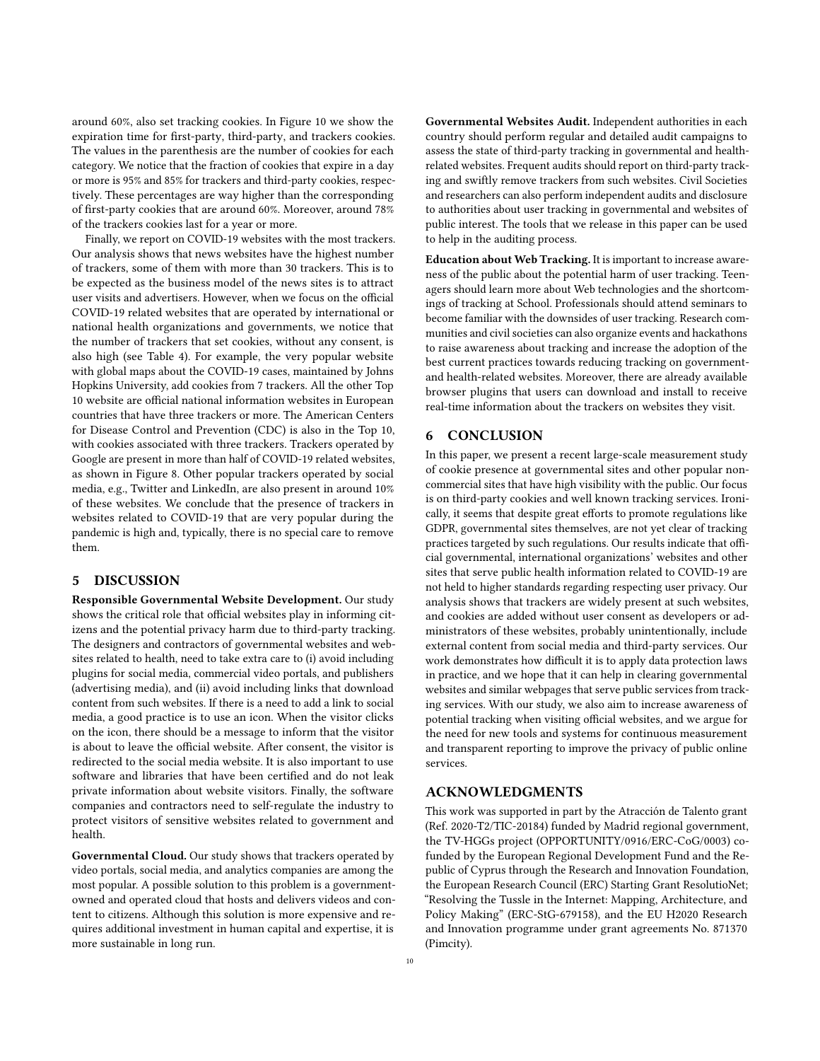around 60%, also set tracking cookies. In Figure 10 we show the expiration time for first-party, third-party, and trackers cookies. The values in the parenthesis are the number of cookies for each category. We notice that the fraction of cookies that expire in a day or more is 95% and 85% for trackers and third-party cookies, respectively. These percentages are way higher than the corresponding of first-party cookies that are around 60%. Moreover, around 78% of the trackers cookies last for a year or more.

Finally, we report on COVID-19 websites with the most trackers. Our analysis shows that news websites have the highest number of trackers, some of them with more than 30 trackers. This is to be expected as the business model of the news sites is to attract user visits and advertisers. However, when we focus on the official COVID-19 related websites that are operated by international or national health organizations and governments, we notice that the number of trackers that set cookies, without any consent, is also high (see Table 4). For example, the very popular website with global maps about the COVID-19 cases, maintained by Johns Hopkins University, add cookies from 7 trackers. All the other Top 10 website are official national information websites in European countries that have three trackers or more. The American Centers for Disease Control and Prevention (CDC) is also in the Top 10, with cookies associated with three trackers. Trackers operated by Google are present in more than half of COVID-19 related websites, as shown in Figure 8. Other popular trackers operated by social media, e.g., Twitter and LinkedIn, are also present in around 10% of these websites. We conclude that the presence of trackers in websites related to COVID-19 that are very popular during the pandemic is high and, typically, there is no special care to remove them.

## 5 DISCUSSION

**Responsible Governmental Website Development.** Our study shows the critical role that official websites play in informing citizens and the potential privacy harm due to third-party tracking. The designers and contractors of governmental websites and websites related to health, need to take extra care to (i) avoid including plugins for social media, commercial video portals, and publishers (advertising media), and (ii) avoid including links that download content from such websites. If there is a need to add a link to social media, a good practice is to use an icon. When the visitor clicks on the icon, there should be a message to inform that the visitor is about to leave the official website. After consent, the visitor is redirected to the social media website. It is also important to use software and libraries that have been certified and do not leak private information about website visitors. Finally, the software companies and contractors need to self-regulate the industry to protect visitors of sensitive websites related to government and health.

**Governmental Cloud.** Our study shows that trackers operated by video portals, social media, and analytics companies are among the most popular. A possible solution to this problem is a government-owned and operated cloud that hosts and delivers videos and content to citizens. Although this solution is more expensive and requires additional investment in human capital and expertise, it is more sustainable in long run.

**Governmental Websites Audit.** Independent authorities in each country should perform regular and detailed audit campaigns to assess the state of third-party tracking in governmental and health-related websites. Frequent audits should report on third-party tracking and swiftly remove trackers from such websites. Civil Societies and researchers can also perform independent audits and disclosure to authorities about user tracking in governmental and websites of public interest. The tools that we release in this paper can be used to help in the auditing process.

**Education about Web Tracking.** It is important to increase awareness of the public about the potential harm of user tracking. Teenagers should learn more about Web technologies and the shortcomings of tracking at School. Professionals should attend seminars to become familiar with the downsides of user tracking. Research communities and civil societies can also organize events and hackathons to raise awareness about tracking and increase the adoption of the best current practices towards reducing tracking on government- and health-related websites. Moreover, there are already available browser plugins that users can download and install to receive real-time information about the trackers on websites they visit.

## 6 CONCLUSION

In this paper, we present a recent large-scale measurement study of cookie presence at governmental sites and other popular non-commercial sites that have high visibility with the public. Our focus is on third-party cookies and well known tracking services. Ironically, it seems that despite great efforts to promote regulations like GDPR, governmental sites themselves, are not yet clear of tracking practices targeted by such regulations. Our results indicate that official governmental, international organizations' websites and other sites that serve public health information related to COVID-19 are not held to higher standards regarding respecting user privacy. Our analysis shows that trackers are widely present at such websites, and cookies are added without user consent as developers or administrators of these websites, probably unintentionally, include external content from social media and third-party services. Our work demonstrates how difficult it is to apply data protection laws in practice, and we hope that it can help in clearing governmental websites and similar webpages that serve public services from tracking services. With our study, we also aim to increase awareness of potential tracking when visiting official websites, and we argue for the need for new tools and systems for continuous measurement and transparent reporting to improve the privacy of public online services.

## ACKNOWLEDGMENTS

This work was supported in part by the Atracción de Talento grant (Ref. 2020-T2/TIC-20184) funded by Madrid regional government, the TV-HGGs project (OPPORTUNITY/0916/ERC-CoG/0003) co-funded by the European Regional Development Fund and the Republic of Cyprus through the Research and Innovation Foundation, the European Research Council (ERC) Starting Grant ResolutioNet; "Resolving the Tussle in the Internet: Mapping, Architecture, and Policy Making" (ERC-StG-679158), and the EU H2020 Research and Innovation programme under grant agreements No. 871370 (Pimcity).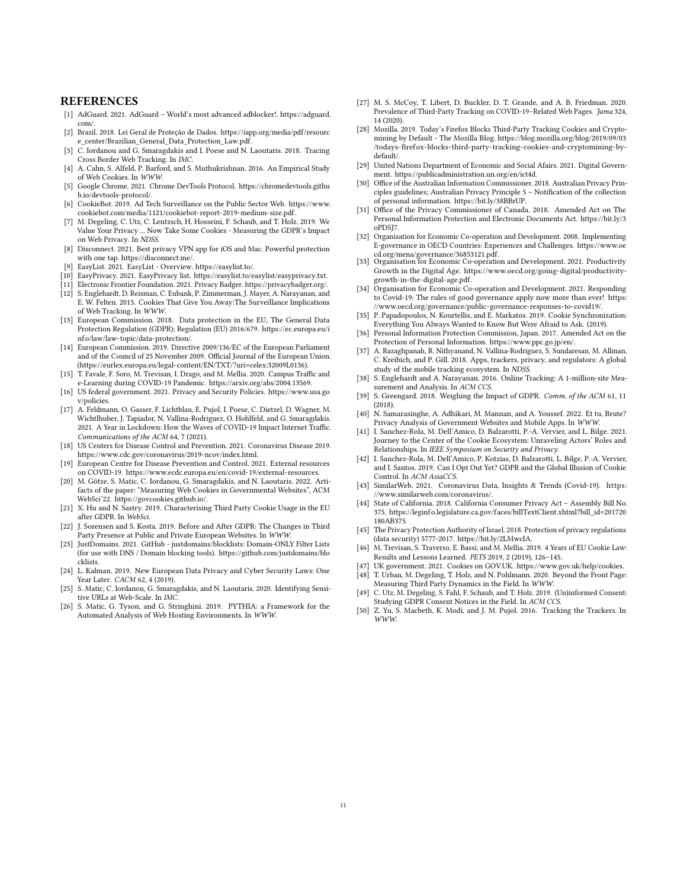# REFERENCES

[1] AdGuard. 2021. AdGuard – World's most advanced adblocker!. https://adguard.com/.

[2] Brazil. 2018. Lei Geral de Proteção de Dados. https://iapp.org/media/pdf/resource_center/Brazilian_General_Data_Protection_Law.pdf.

[3] C. Iordanou and G. Smaragdakis and I. Poese and N. Laoutaris. 2018. Tracing Cross Border Web Tracking. In *IMC*.

[4] A. Cahn, S. Alfeld, P. Barford, and S. Muthukrishnan. 2016. An Empirical Study of Web Cookies. In *WWW*.

[5] Google Chrome. 2021. Chrome DevTools Protocol. https://chromedevtools.github.io/devtools-protocol/.

[6] CookieBot. 2019. Ad Tech Surveillance on the Public Sector Web. https://www.cookiebot.com/media/1121/cookiebot-report-2019-medium-size.pdf.

[7] M. Degeling, C. Utz, C. Lentzsch, H. Hosseini, F. Schaub, and T. Holz. 2019. We Value Your Privacy ... Now Take Some Cookies - Measuring the GDPR's Impact on Web Privacy. In *NDSS*.

[8] Disconnect. 2021. Best privacy VPN app for iOS and Mac. Powerful protection with one tap. https://disconnect.me/.

[9] EasyList. 2021. EasyList - Overview. https://easylist.to/.

[10] EasyPrivacy. 2021. EasyPrivacy list. https://easylist.to/easylist/easyprivacy.txt.

[11] Electronic Frontier Foundation. 2021. Privacy Badger. https://privacybadger.org/.

[12] S. Englehardt, D. Reisman, C. Eubank, P. Zimmerman, J. Mayer, A. Narayanan, and E. W. Felten. 2015. Cookies That Give You Away:The Surveillance Implications of Web Tracking. In *WWW*.

[13] European Commission. 2018. Data protection in the EU, The General Data Protection Regulation (GDPR); Regulation (EU) 2016/679. https://ec.europa.eu/info/law/law-topic/data-protection/.

[14] European Commission. 2019. Directive 2009/136/EC of the European Parliament and of the Council of 25 November 2009. Official Journal of the European Union. (https://eurlex.europa.eu/legal-content/EN/TXT/?uri=celex:32009L0136).

[15] T. Favale, F. Soro, M. Trevisan, I. Drago, and M. Mellia. 2020. Campus Traffic and e-Learning during COVID-19 Pandemic. https://arxiv.org/abs/2004.13569.

[16] US federal government. 2021. Privacy and Security Policies. https://www.usa.gov/policies.

[17] A. Feldmann, O. Gasser, F. Lichtblau, E. Pujol, I. Poese, C. Dietzel, D. Wagner, M. Wichtlhuber, J. Tapiador, N. Vallina-Rodriguez, O. Hohlfeld, and G. Smaragdakis. 2021. A Year in Lockdown: How the Waves of COVID-19 Impact Internet Traffic. *Communications of the ACM* 64, 7 (2021).

[18] US Centers for Disease Control and Prevention. 2021. Coronavirus Disease 2019. https://www.cdc.gov/coronavirus/2019-ncov/index.html.

[19] European Centre for Disease Prevention and Control. 2021. External resources on COVID-19. https://www.ecdc.europa.eu/en/covid-19/external-resources.

[20] M. Götze, S. Matic, C. Iordanou, G. Smaragdakis, and N. Laoutaris. 2022. Artifacts of the paper: "Measuring Web Cookies in Governmental Websites", ACM WebSci'22. https://govcookies.github.io/.

[21] X. Hu and N. Sastry. 2019. Characterising Third Party Cookie Usage in the EU after GDPR. In *WebSci*.

[22] J. Sorensen and S. Kosta. 2019. Before and After GDPR: The Changes in Third Party Presence at Public and Private European Websites. In *WWW*.

[23] JustDomains. 2021. GitHub - justdomains/blocklists: Domain-ONLY Filter Lists (for use with DNS / Domain blocking tools). https://github.com/justdomains/blocklists.

[24] L. Kalman. 2019. New European Data Privacy and Cyber Security Laws: One Year Later. *CACM* 62, 4 (2019).

[25] S. Matic, C. Iordanou, G. Smaragdakis, and N. Laoutaris. 2020. Identifying Sensitive URLs at Web-Scale. In *IMC*.

[26] S. Matic, G. Tyson, and G. Stringhini. 2019. PYTHIA: a Framework for the Automated Analysis of Web Hosting Environments. In *WWW*.

[27] M. S. McCoy, T. Libert, D. Buckler, D. T. Grande, and A. B. Friedman. 2020. Prevalence of Third-Party Tracking on COVID-19–Related Web Pages. *Jama* 324, 14 (2020).

[28] Mozilla. 2019. Today's Firefox Blocks Third-Party Tracking Cookies and Cryptomining by Default - The Mozilla Blog. https://blog.mozilla.org/blog/2019/09/03/todays-firefox-blocks-third-party-tracking-cookies-and-cryptomining-by-default/.

[29] United Nations Department of Economic and Social Afairs. 2021. Digital Government. https://publicadministration.un.org/en/ict4d.

[30] Office of the Australian Information Commissioner. 2018. Australian Privacy Principles guidelines; Australian Privacy Principle 5 – Notification of the collection of personal information. https://bit.ly/38BBrUP.

[31] Office of the Privacy Commissioner of Canada. 2018. Amended Act on The Personal Information Protection and Electronic Documents Act. https://bit.ly/3oPDSJ7.

[32] Organisation for Economic Co-operation and Development. 2008. Implementing E-governance in OECD Countries: Experiences and Challenges. https://www.oecd.org/mena/governance/36853121.pdf.

[33] Organisation for Economic Co-operation and Development. 2021. Productivity Growth in the Digital Age. https://www.oecd.org/going-digital/productivity-growth-in-the-digital-age.pdf.

[34] Organisation for Economic Co-operation and Development. 2021. Responding to Covid-19: The rules of good governance apply now more than ever! https://www.oecd.org/governance/public-governance-responses-to-covid19/.

[35] P. Papadopoulos, N. Kourtellis, and E. Markatos. 2019. Cookie Synchronization: Everything You Always Wanted to Know But Were Afraid to Ask. (2019).

[36] Personal Information Protection Commission, Japan. 2017. Amended Act on the Protection of Personal Information. https://www.ppc.go.jp/en/.

[37] A. Razaghpanah, R. Nithyanand, N. Vallina-Rodriguez, S. Sundaresan, M. Allman, C. Kreibich, and P. Gill. 2018. Apps, trackers, privacy, and regulators: A global study of the mobile tracking ecosystem. In *NDSS*.

[38] S. Englehardt and A. Narayanan. 2016. Online Tracking: A 1-million-site Measurement and Analysis. In *ACM CCS*.

[39] S. Greengard. 2018. Weighing the Impact of GDPR. *Comm. of the ACM* 61, 11 (2018).

[40] N. Samarasinghe, A. Adhikari, M. Mannan, and A. Youssef. 2022. Et tu, Brute? Privacy Analysis of Government Websites and Mobile Apps. In *WWW*.

[41] I. Sanchez-Rola, M. Dell'Amico, D. Balzarotti, P.-A. Vervier, and L. Bilge. 2021. Journey to the Center of the Cookie Ecosystem: Unraveling Actors' Roles and Relationships. In *IEEE Symposium on Security and Privacy*.

[42] I. Sanchez-Rola, M. Dell'Amico, P. Kotzias, D. Balzarotti, L. Bilge, P.-A. Vervier, and I. Santos. 2019. Can I Opt Out Yet? GDPR and the Global Illusion of Cookie Control. In *ACM AsiaCCS*.

[43] SimilarWeb. 2021. Coronavirus Data, Insights & Trends (Covid-19). https://www.similarweb.com/coronavirus/.

[44] State of California. 2018. California Consumer Privacy Act – Assembly Bill No. 375. https://leginfo.legislature.ca.gov/faces/billTextClient.xhtml?bill_id=201720180AB375.

[45] The Privacy Protection Authority of Israel. 2018. Protection of privacy regulations (data security) 5777-2017. https://bit.ly/2LMwcIA.

[46] M. Trevisan, S. Traverso, E. Bassi, and M. Mellia. 2019. 4 Years of EU Cookie Law: Results and Lessons Learned. *PETS* 2019, 2 (2019), 126–145.

[47] UK government. 2021. Cookies on GOV.UK. https://www.gov.uk/help/cookies.

[48] T. Urban, M. Degeling, T. Holz, and N. Pohlmann. 2020. Beyond the Front Page: Measuring Third Party Dynamics in the Field. In *WWW*.

[49] C. Utz, M. Degeling, S. Fahl, F. Schaub, and T. Holz. 2019. (Un)informed Consent: Studying GDPR Consent Notices in the Field. In *ACM CCS*.

[50] Z. Yu, S. Macbeth, K. Modi, and J. M. Pujol. 2016. Tracking the Trackers. In *WWW*.